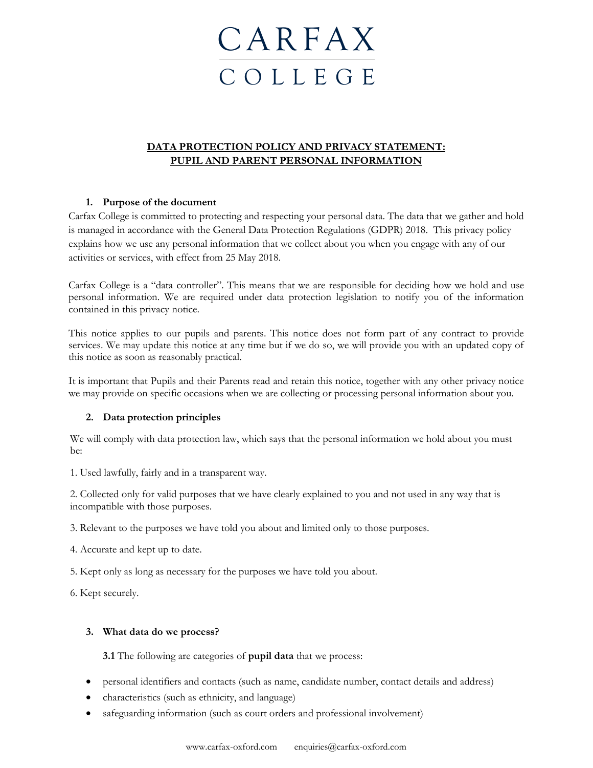# CARFAX COLLEGE

## DATA PROTECTION POLICY AND PRIVACY STATEMENT: PUPIL AND PARENT PERSONAL INFORMATION

### 1. Purpose of the document

Carfax College is committed to protecting and respecting your personal data. The data that we gather and hold is managed in accordance with the General Data Protection Regulations (GDPR) 2018. This privacy policy explains how we use any personal information that we collect about you when you engage with any of our activities or services, with effect from 25 May 2018.

Carfax College is a "data controller". This means that we are responsible for deciding how we hold and use personal information. We are required under data protection legislation to notify you of the information contained in this privacy notice.

This notice applies to our pupils and parents. This notice does not form part of any contract to provide services. We may update this notice at any time but if we do so, we will provide you with an updated copy of this notice as soon as reasonably practical.

It is important that Pupils and their Parents read and retain this notice, together with any other privacy notice we may provide on specific occasions when we are collecting or processing personal information about you.

### 2. Data protection principles

We will comply with data protection law, which says that the personal information we hold about you must be:

1. Used lawfully, fairly and in a transparent way.

2. Collected only for valid purposes that we have clearly explained to you and not used in any way that is incompatible with those purposes.

3. Relevant to the purposes we have told you about and limited only to those purposes.

4. Accurate and kept up to date.

5. Kept only as long as necessary for the purposes we have told you about.

6. Kept securely.

### 3. What data do we process?

**3.1** The following are categories of **pupil data** that we process:

- personal identifiers and contacts (such as name, candidate number, contact details and address)
- characteristics (such as ethnicity, and language)
- safeguarding information (such as court orders and professional involvement)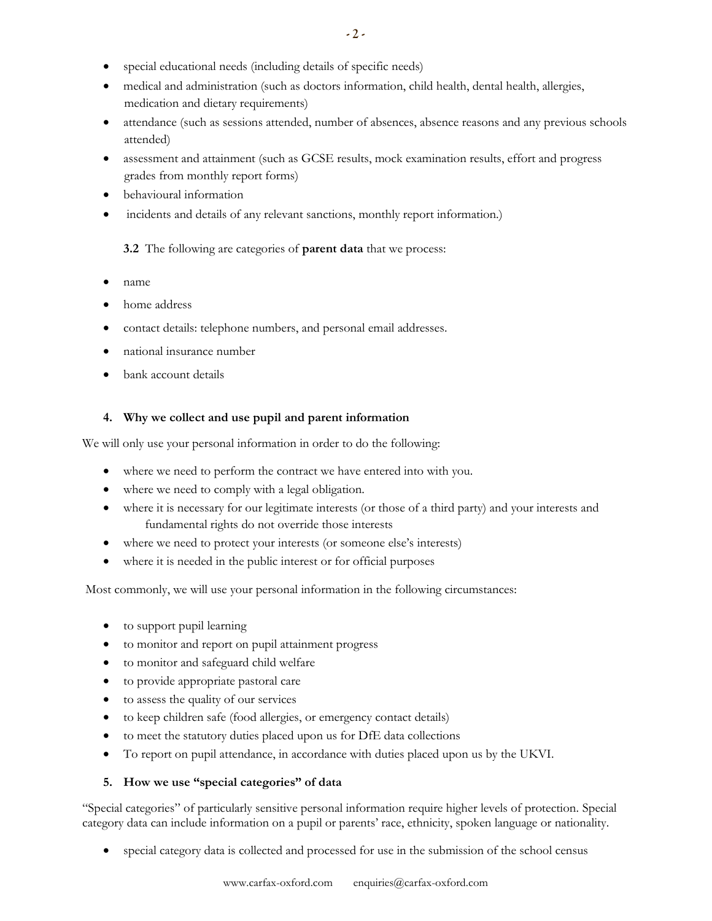- special educational needs (including details of specific needs)
- medical and administration (such as doctors information, child health, dental health, allergies, medication and dietary requirements)
- attendance (such as sessions attended, number of absences, absence reasons and any previous schools attended)
- assessment and attainment (such as GCSE results, mock examination results, effort and progress grades from monthly report forms)
- behavioural information
- incidents and details of any relevant sanctions, monthly report information.)

**3.2** The following are categories of **parent data** that we process:

- name
- home address
- contact details: telephone numbers, and personal email addresses.
- national insurance number
- bank account details

### 4. Why we collect and use pupil and parent information

We will only use your personal information in order to do the following:

- where we need to perform the contract we have entered into with you.
- where we need to comply with a legal obligation.
- where it is necessary for our legitimate interests (or those of a third party) and your interests and fundamental rights do not override those interests
- where we need to protect your interests (or someone else's interests)
- where it is needed in the public interest or for official purposes

Most commonly, we will use your personal information in the following circumstances:

- to support pupil learning
- to monitor and report on pupil attainment progress
- to monitor and safeguard child welfare
- to provide appropriate pastoral care
- to assess the quality of our services
- to keep children safe (food allergies, or emergency contact details)
- to meet the statutory duties placed upon us for DfE data collections
- To report on pupil attendance, in accordance with duties placed upon us by the UKVI.

### 5. How we use "special categories" of data

"Special categories" of particularly sensitive personal information require higher levels of protection. Special category data can include information on a pupil or parents' race, ethnicity, spoken language or nationality.

- special category data is collected and processed for use in the submission of the school census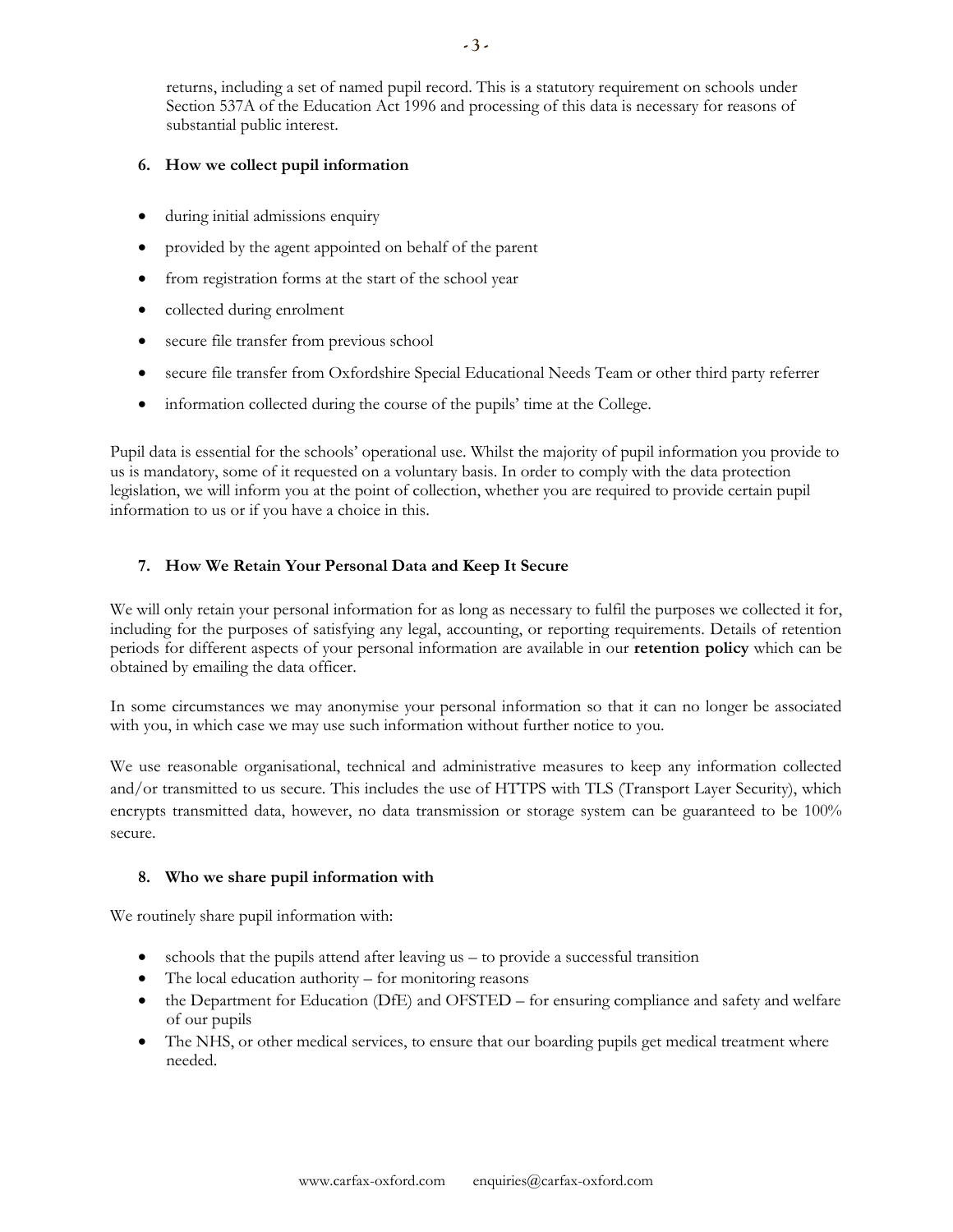returns, including a set of named pupil record. This is a statutory requirement on schools under Section 537A of the Education Act 1996 and processing of this data is necessary for reasons of substantial public interest.

### 6. How we collect pupil information

- during initial admissions enquiry
- provided by the agent appointed on behalf of the parent
- from registration forms at the start of the school year
- collected during enrolment
- secure file transfer from previous school
- secure file transfer from Oxfordshire Special Educational Needs Team or other third party referrer
- information collected during the course of the pupils' time at the College.

Pupil data is essential for the schools' operational use. Whilst the majority of pupil information you provide to us is mandatory, some of it requested on a voluntary basis. In order to comply with the data protection legislation, we will inform you at the point of collection, whether you are required to provide certain pupil information to us or if you have a choice in this.

### 7. How We Retain Your Personal Data and Keep It Secure

We will only retain your personal information for as long as necessary to fulfil the purposes we collected it for, including for the purposes of satisfying any legal, accounting, or reporting requirements. Details of retention periods for different aspects of your personal information are available in our **retention policy** which can be obtained by emailing the data officer.

In some circumstances we may anonymise your personal information so that it can no longer be associated with you, in which case we may use such information without further notice to you.

We use reasonable organisational, technical and administrative measures to keep any information collected and/or transmitted to us secure. This includes the use of HTTPS with TLS (Transport Layer Security), which encrypts transmitted data, however, no data transmission or storage system can be guaranteed to be 100% secure.

### 8. Who we share pupil information with

We routinely share pupil information with:

- schools that the pupils attend after leaving us – to provide a successful transition
- The local education authority – for monitoring reasons
- the Department for Education (DfE) and OFSTED – for ensuring compliance and safety and welfare of our pupils
- The NHS, or other medical services, to ensure that our boarding pupils get medical treatment where needed.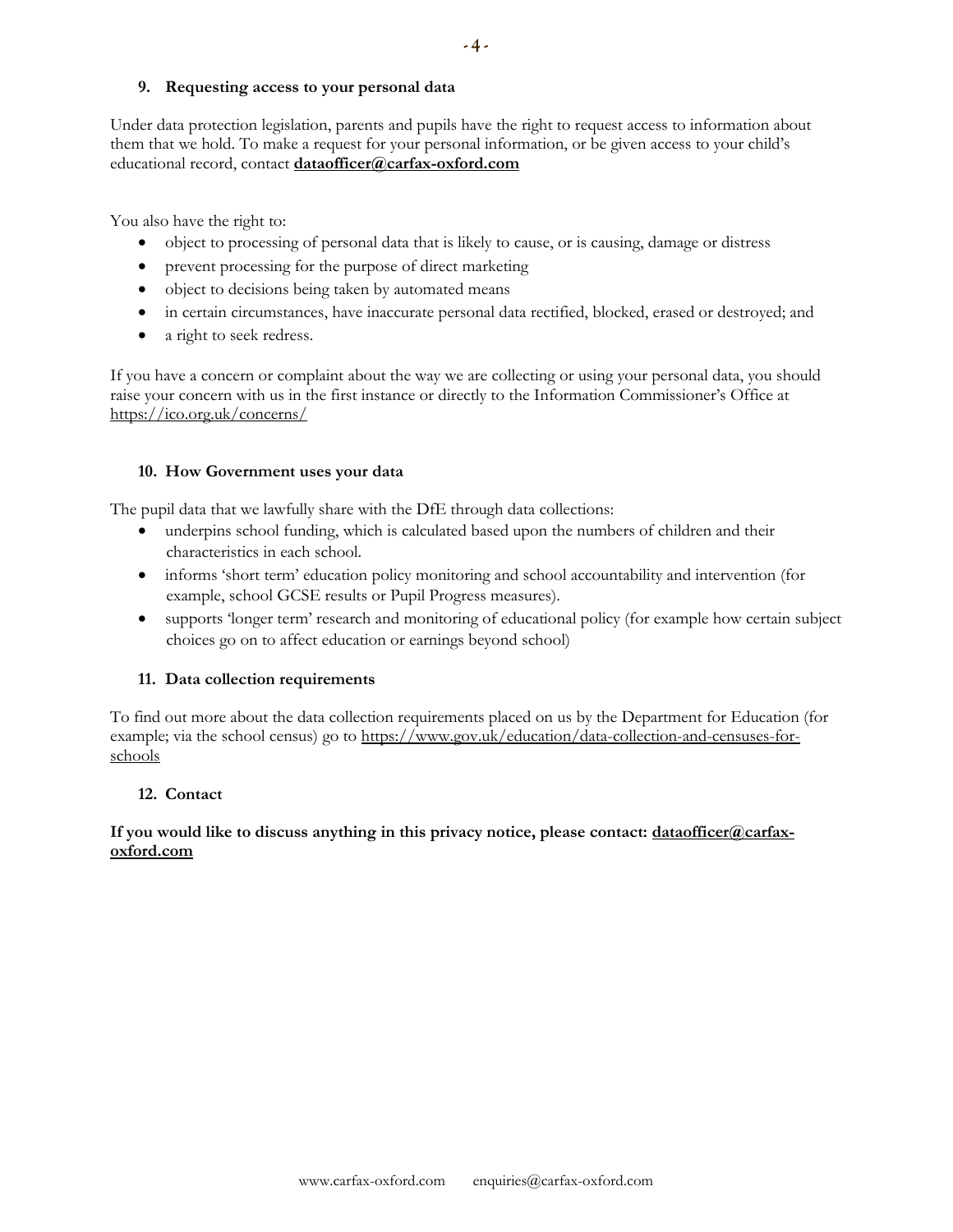## 9. Requesting access to your personal data

Under data protection legislation, parents and pupils have the right to request access to information about them that we hold. To make a request for your personal information, or be given access to your child's educational record, contact **dataofficer@carfax-oxford.com**

You also have the right to:

- object to processing of personal data that is likely to cause, or is causing, damage or distress
- prevent processing for the purpose of direct marketing
- object to decisions being taken by automated means
- in certain circumstances, have inaccurate personal data rectified, blocked, erased or destroyed; and
- a right to seek redress.

If you have a concern or complaint about the way we are collecting or using your personal data, you should raise your concern with us in the first instance or directly to the Information Commissioner's Office at https://ico.org.uk/concerns/

## 10. How Government uses your data

The pupil data that we lawfully share with the DfE through data collections:

- underpins school funding, which is calculated based upon the numbers of children and their characteristics in each school.
- informs 'short term' education policy monitoring and school accountability and intervention (for example, school GCSE results or Pupil Progress measures).
- supports 'longer term' research and monitoring of educational policy (for example how certain subject choices go on to affect education or earnings beyond school)

## 11. Data collection requirements

To find out more about the data collection requirements placed on us by the Department for Education (for example; via the school census) go to https://www.gov.uk/education/data-collection-and-censuses-for-schools

## 12. Contact

**If you would like to discuss anything in this privacy notice, please contact: dataofficer@carfax-oxford.com**